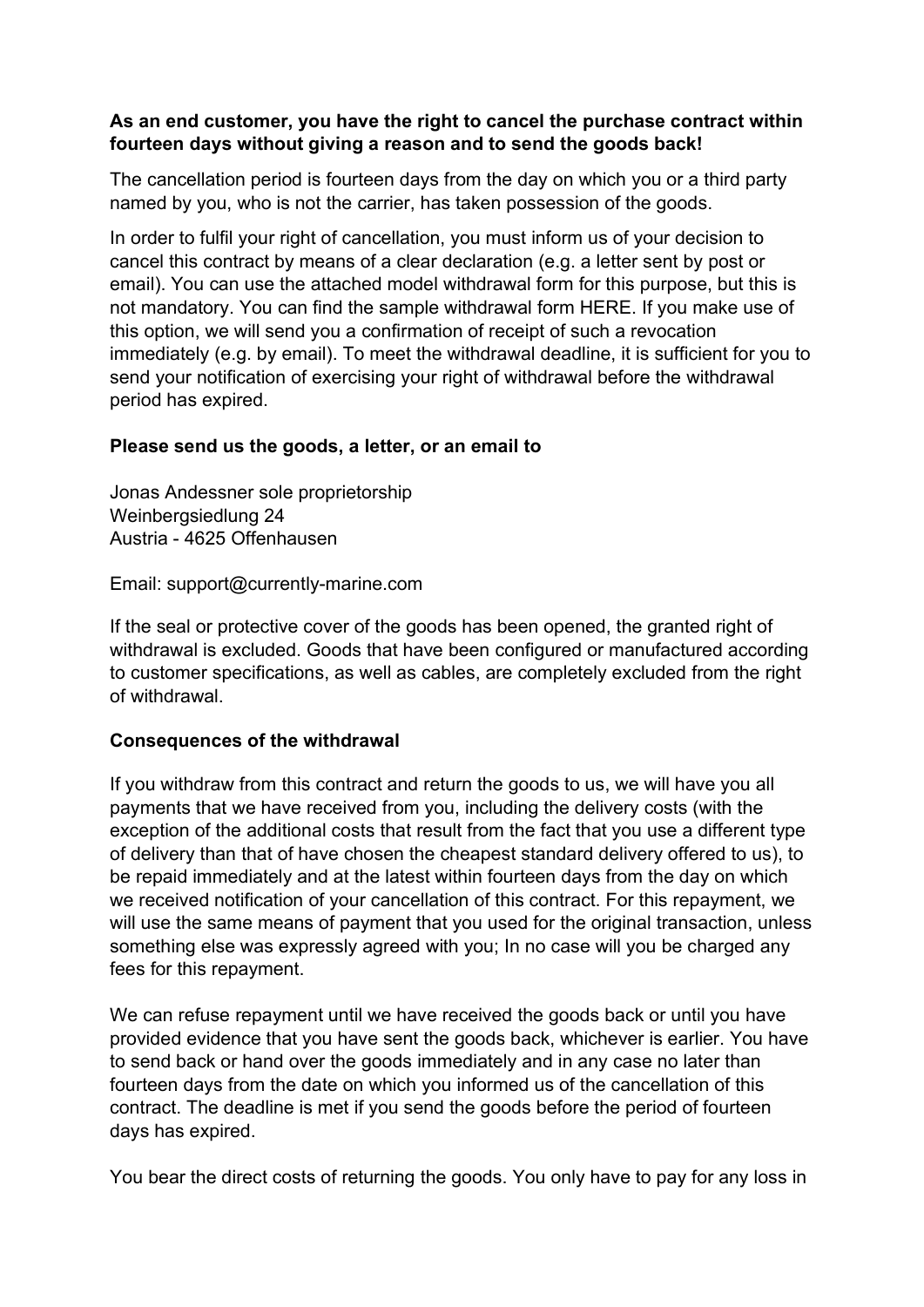**As an end customer, you have the right to cancel the purchase contract within fourteen days without giving a reason and to send the goods back!**

The cancellation period is fourteen days from the day on which you or a third party named by you, who is not the carrier, has taken possession of the goods.

In order to fulfil your right of cancellation, you must inform us of your decision to cancel this contract by means of a clear declaration (e.g. a letter sent by post or email). You can use the attached model withdrawal form for this purpose, but this is not mandatory. You can find the sample withdrawal form HERE. If you make use of this option, we will send you a confirmation of receipt of such a revocation immediately (e.g. by email). To meet the withdrawal deadline, it is sufficient for you to send your notification of exercising your right of withdrawal before the withdrawal period has expired.

**Please send us the goods, a letter, or an email to**

Jonas Andessner sole proprietorship
Weinbergsiedlung 24
Austria - 4625 Offenhausen

Email: support@currently-marine.com

If the seal or protective cover of the goods has been opened, the granted right of withdrawal is excluded. Goods that have been configured or manufactured according to customer specifications, as well as cables, are completely excluded from the right of withdrawal.

**Consequences of the withdrawal**

If you withdraw from this contract and return the goods to us, we will have you all payments that we have received from you, including the delivery costs (with the exception of the additional costs that result from the fact that you use a different type of delivery than that of have chosen the cheapest standard delivery offered to us), to be repaid immediately and at the latest within fourteen days from the day on which we received notification of your cancellation of this contract. For this repayment, we will use the same means of payment that you used for the original transaction, unless something else was expressly agreed with you; In no case will you be charged any fees for this repayment.

We can refuse repayment until we have received the goods back or until you have provided evidence that you have sent the goods back, whichever is earlier. You have to send back or hand over the goods immediately and in any case no later than fourteen days from the date on which you informed us of the cancellation of this contract. The deadline is met if you send the goods before the period of fourteen days has expired.

You bear the direct costs of returning the goods. You only have to pay for any loss in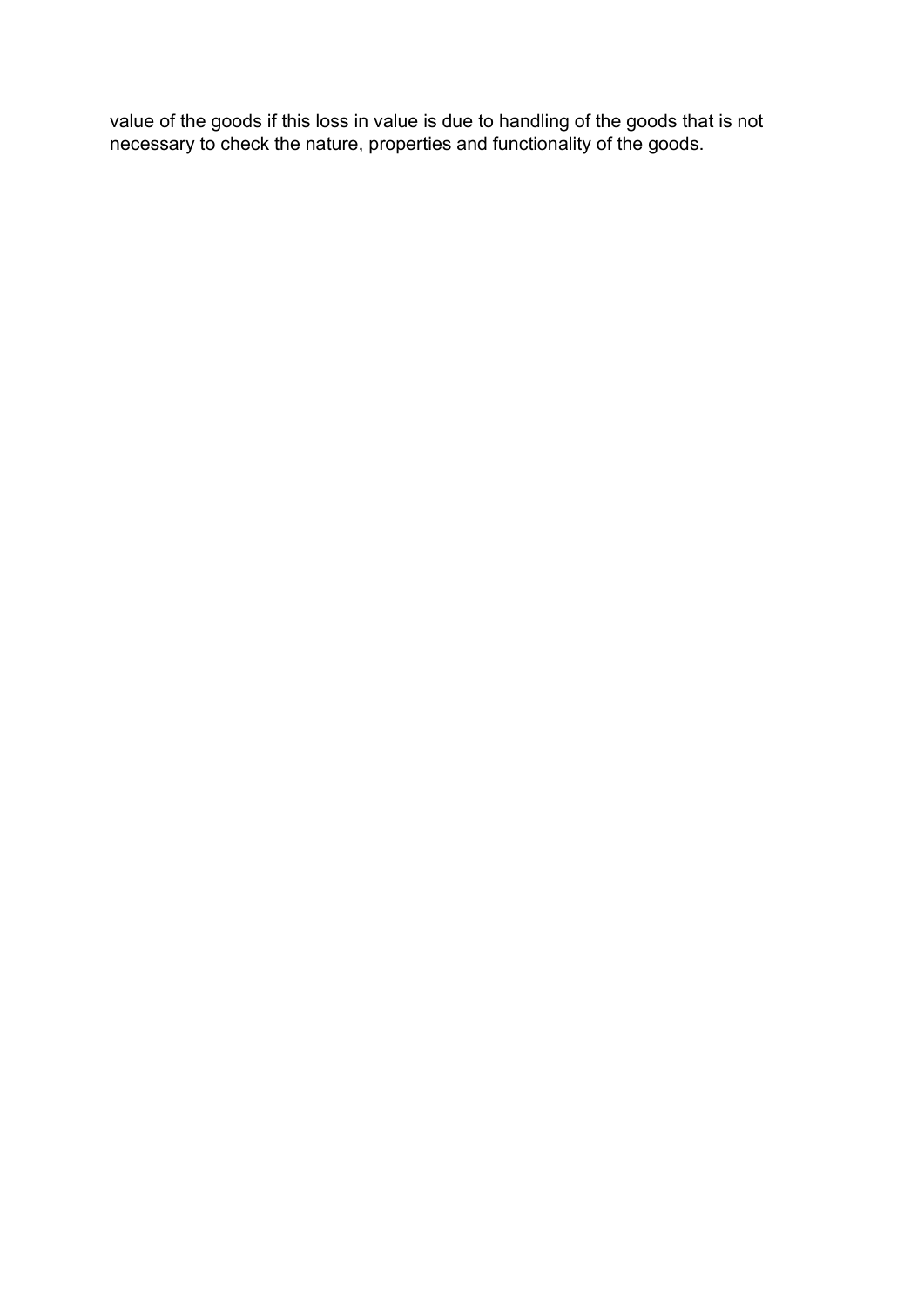value of the goods if this loss in value is due to handling of the goods that is not necessary to check the nature, properties and functionality of the goods.